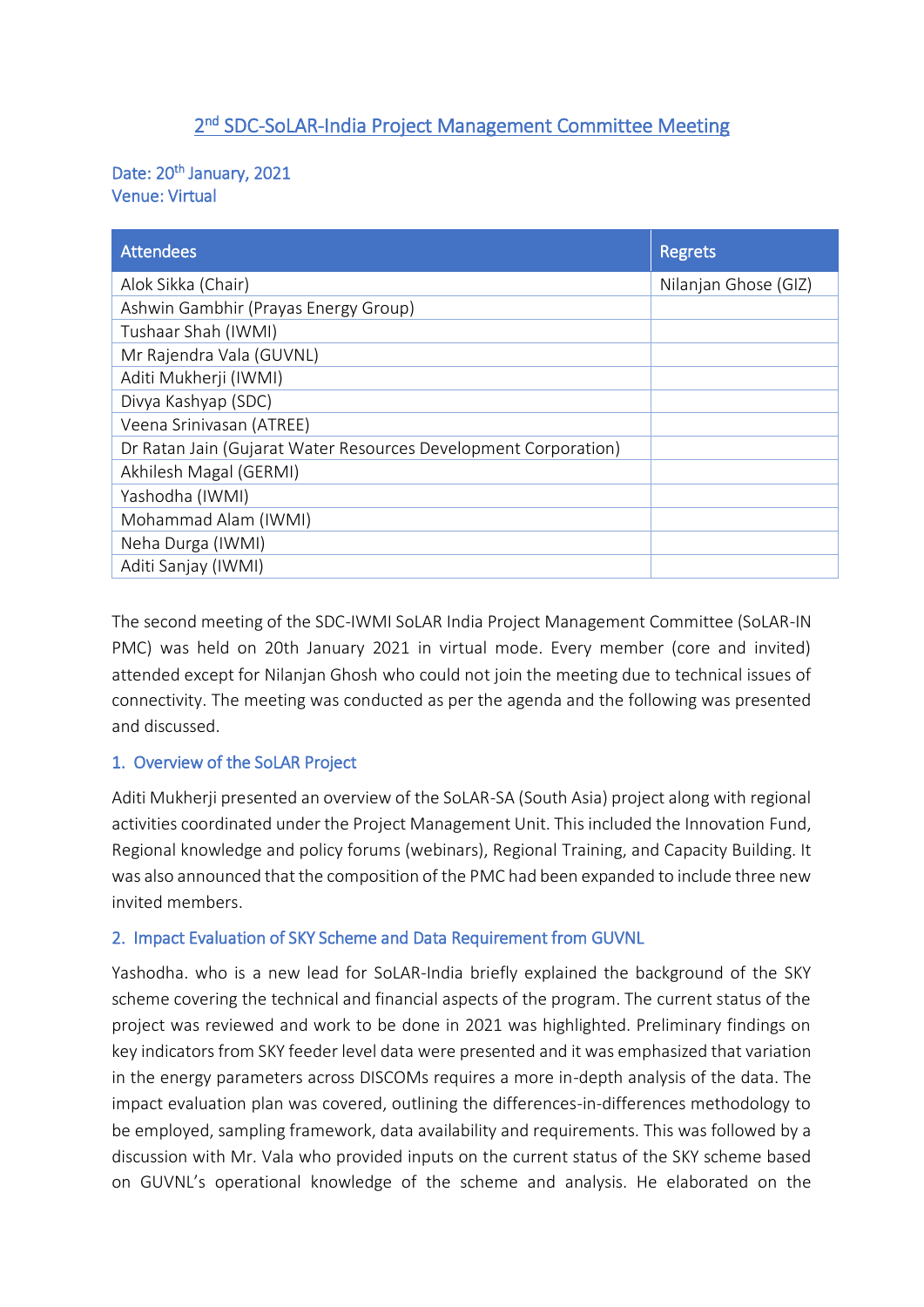# 2nd SDC-SoLAR-India Project Management Committee Meeting

Date: 20th January, 2021
Venue: Virtual

| Attendees | Regrets |
|---|---|
| Alok Sikka (Chair) | Nilanjan Ghose (GIZ) |
| Ashwin Gambhir (Prayas Energy Group) | |
| Tushaar Shah (IWMI) | |
| Mr Rajendra Vala (GUVNL) | |
| Aditi Mukherji (IWMI) | |
| Divya Kashyap (SDC) | |
| Veena Srinivasan (ATREE) | |
| Dr Ratan Jain (Gujarat Water Resources Development Corporation) | |
| Akhilesh Magal (GERMI) | |
| Yashodha (IWMI) | |
| Mohammad Alam (IWMI) | |
| Neha Durga (IWMI) | |
| Aditi Sanjay (IWMI) | |

The second meeting of the SDC-IWMI SoLAR India Project Management Committee (SoLAR-IN PMC) was held on 20th January 2021 in virtual mode. Every member (core and invited) attended except for Nilanjan Ghosh who could not join the meeting due to technical issues of connectivity. The meeting was conducted as per the agenda and the following was presented and discussed.

## 1. Overview of the SoLAR Project

Aditi Mukherji presented an overview of the SoLAR-SA (South Asia) project along with regional activities coordinated under the Project Management Unit. This included the Innovation Fund, Regional knowledge and policy forums (webinars), Regional Training, and Capacity Building. It was also announced that the composition of the PMC had been expanded to include three new invited members.

## 2. Impact Evaluation of SKY Scheme and Data Requirement from GUVNL

Yashodha. who is a new lead for SoLAR-India briefly explained the background of the SKY scheme covering the technical and financial aspects of the program. The current status of the project was reviewed and work to be done in 2021 was highlighted. Preliminary findings on key indicators from SKY feeder level data were presented and it was emphasized that variation in the energy parameters across DISCOMs requires a more in-depth analysis of the data. The impact evaluation plan was covered, outlining the differences-in-differences methodology to be employed, sampling framework, data availability and requirements. This was followed by a discussion with Mr. Vala who provided inputs on the current status of the SKY scheme based on GUVNL's operational knowledge of the scheme and analysis. He elaborated on the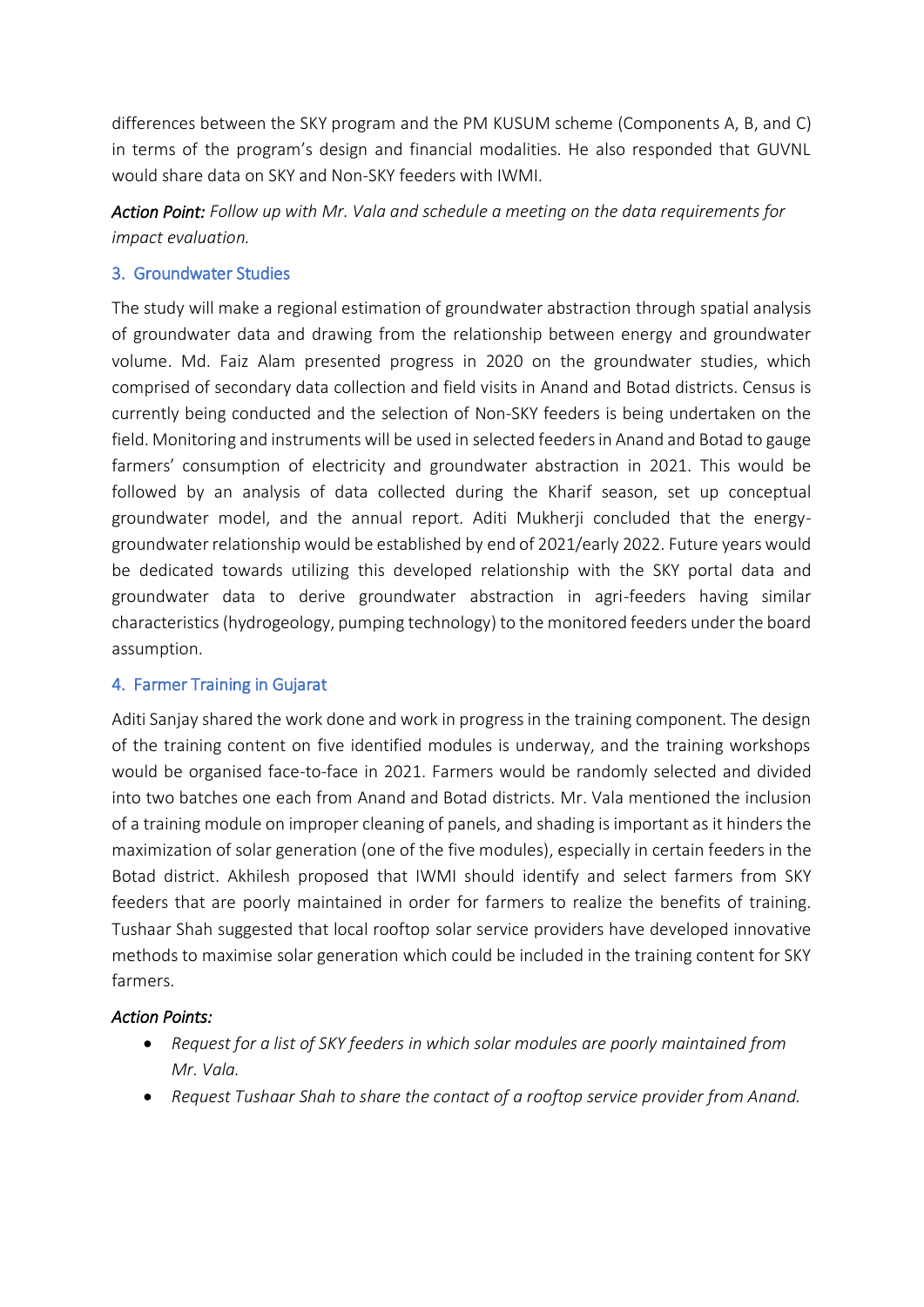differences between the SKY program and the PM KUSUM scheme (Components A, B, and C) in terms of the program's design and financial modalities. He also responded that GUVNL would share data on SKY and Non-SKY feeders with IWMI.

***Action Point:*** *Follow up with Mr. Vala and schedule a meeting on the data requirements for impact evaluation.*

### 3. Groundwater Studies

The study will make a regional estimation of groundwater abstraction through spatial analysis of groundwater data and drawing from the relationship between energy and groundwater volume. Md. Faiz Alam presented progress in 2020 on the groundwater studies, which comprised of secondary data collection and field visits in Anand and Botad districts. Census is currently being conducted and the selection of Non-SKY feeders is being undertaken on the field. Monitoring and instruments will be used in selected feeders in Anand and Botad to gauge farmers' consumption of electricity and groundwater abstraction in 2021. This would be followed by an analysis of data collected during the Kharif season, set up conceptual groundwater model, and the annual report. Aditi Mukherji concluded that the energy-groundwater relationship would be established by end of 2021/early 2022. Future years would be dedicated towards utilizing this developed relationship with the SKY portal data and groundwater data to derive groundwater abstraction in agri-feeders having similar characteristics (hydrogeology, pumping technology) to the monitored feeders under the board assumption.

### 4. Farmer Training in Gujarat

Aditi Sanjay shared the work done and work in progress in the training component. The design of the training content on five identified modules is underway, and the training workshops would be organised face-to-face in 2021. Farmers would be randomly selected and divided into two batches one each from Anand and Botad districts. Mr. Vala mentioned the inclusion of a training module on improper cleaning of panels, and shading is important as it hinders the maximization of solar generation (one of the five modules), especially in certain feeders in the Botad district. Akhilesh proposed that IWMI should identify and select farmers from SKY feeders that are poorly maintained in order for farmers to realize the benefits of training. Tushaar Shah suggested that local rooftop solar service providers have developed innovative methods to maximise solar generation which could be included in the training content for SKY farmers.

*Action Points:*

- *Request for a list of SKY feeders in which solar modules are poorly maintained from Mr. Vala.*
- *Request Tushaar Shah to share the contact of a rooftop service provider from Anand.*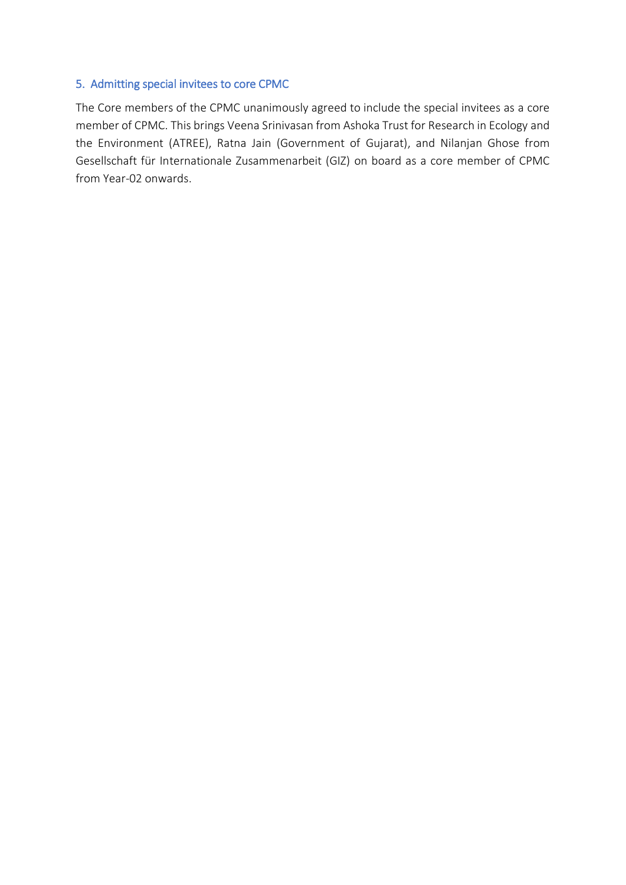## 5. Admitting special invitees to core CPMC

The Core members of the CPMC unanimously agreed to include the special invitees as a core member of CPMC. This brings Veena Srinivasan from Ashoka Trust for Research in Ecology and the Environment (ATREE), Ratna Jain (Government of Gujarat), and Nilanjan Ghose from Gesellschaft für Internationale Zusammenarbeit (GIZ) on board as a core member of CPMC from Year-02 onwards.